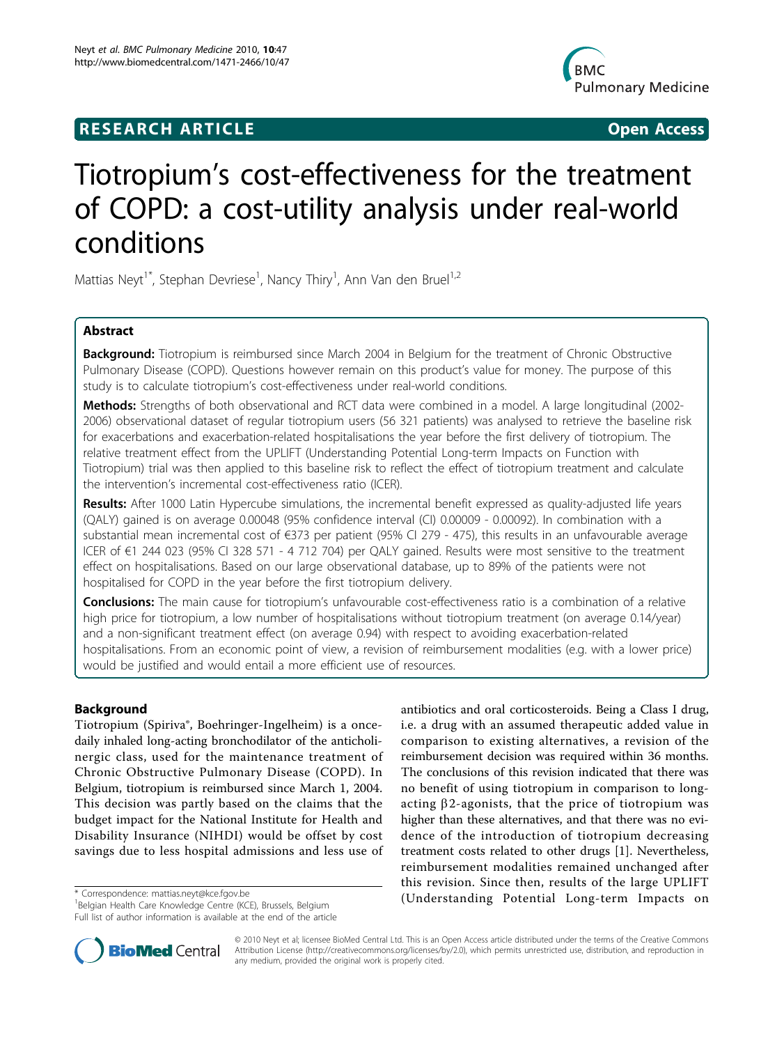**RESEARCH ARTICLE** **Open Access**

# Tiotropium's cost-effectiveness for the treatment of COPD: a cost-utility analysis under real-world conditions

Mattias Neyt[1*], Stephan Devriese[1], Nancy Thiry[1], Ann Van den Bruel[1,2]

## Abstract

**Background:** Tiotropium is reimbursed since March 2004 in Belgium for the treatment of Chronic Obstructive Pulmonary Disease (COPD). Questions however remain on this product's value for money. The purpose of this study is to calculate tiotropium's cost-effectiveness under real-world conditions.

**Methods:** Strengths of both observational and RCT data were combined in a model. A large longitudinal (2002-2006) observational dataset of regular tiotropium users (56 321 patients) was analysed to retrieve the baseline risk for exacerbations and exacerbation-related hospitalisations the year before the first delivery of tiotropium. The relative treatment effect from the UPLIFT (Understanding Potential Long-term Impacts on Function with Tiotropium) trial was then applied to this baseline risk to reflect the effect of tiotropium treatment and calculate the intervention's incremental cost-effectiveness ratio (ICER).

**Results:** After 1000 Latin Hypercube simulations, the incremental benefit expressed as quality-adjusted life years (QALY) gained is on average 0.00048 (95% confidence interval (CI) 0.00009 - 0.00092). In combination with a substantial mean incremental cost of €373 per patient (95% CI 279 - 475), this results in an unfavourable average ICER of €1 244 023 (95% CI 328 571 - 4 712 704) per QALY gained. Results were most sensitive to the treatment effect on hospitalisations. Based on our large observational database, up to 89% of the patients were not hospitalised for COPD in the year before the first tiotropium delivery.

**Conclusions:** The main cause for tiotropium's unfavourable cost-effectiveness ratio is a combination of a relative high price for tiotropium, a low number of hospitalisations without tiotropium treatment (on average 0.14/year) and a non-significant treatment effect (on average 0.94) with respect to avoiding exacerbation-related hospitalisations. From an economic point of view, a revision of reimbursement modalities (e.g. with a lower price) would be justified and would entail a more efficient use of resources.

## Background

Tiotropium (Spiriva®, Boehringer-Ingelheim) is a once-daily inhaled long-acting bronchodilator of the anticholinergic class, used for the maintenance treatment of Chronic Obstructive Pulmonary Disease (COPD). In Belgium, tiotropium is reimbursed since March 1, 2004. This decision was partly based on the claims that the budget impact for the National Institute for Health and Disability Insurance (NIHDI) would be offset by cost savings due to less hospital admissions and less use of antibiotics and oral corticosteroids. Being a Class I drug, i.e. a drug with an assumed therapeutic added value in comparison to existing alternatives, a revision of the reimbursement decision was required within 36 months. The conclusions of this revision indicated that there was no benefit of using tiotropium in comparison to long-acting β2-agonists, that the price of tiotropium was higher than these alternatives, and that there was no evidence of the introduction of tiotropium decreasing treatment costs related to other drugs [1]. Nevertheless, reimbursement modalities remained unchanged after this revision. Since then, results of the large UPLIFT (Understanding Potential Long-term Impacts on

\* Correspondence: mattias.neyt@kce.fgov.be
[1]Belgian Health Care Knowledge Centre (KCE), Brussels, Belgium
Full list of author information is available at the end of the article

© 2010 Neyt et al; licensee BioMed Central Ltd. This is an Open Access article distributed under the terms of the Creative Commons Attribution License (http://creativecommons.org/licenses/by/2.0), which permits unrestricted use, distribution, and reproduction in any medium, provided the original work is properly cited.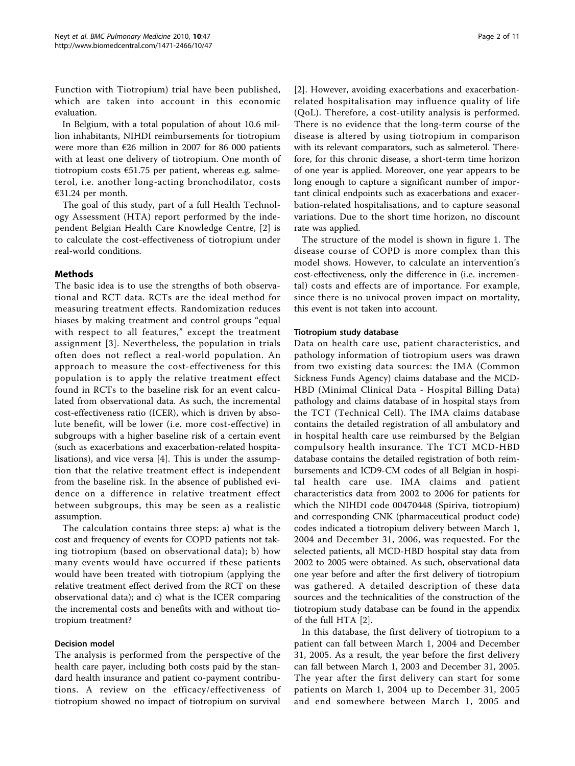Function with Tiotropium) trial have been published, which are taken into account in this economic evaluation.

In Belgium, with a total population of about 10.6 million inhabitants, NIHDI reimbursements for tiotropium were more than €26 million in 2007 for 86 000 patients with at least one delivery of tiotropium. One month of tiotropium costs €51.75 per patient, whereas e.g. salmeterol, i.e. another long-acting bronchodilator, costs €31.24 per month.

The goal of this study, part of a full Health Technology Assessment (HTA) report performed by the independent Belgian Health Care Knowledge Centre, [2] is to calculate the cost-effectiveness of tiotropium under real-world conditions.

## Methods

The basic idea is to use the strengths of both observational and RCT data. RCTs are the ideal method for measuring treatment effects. Randomization reduces biases by making treatment and control groups "equal with respect to all features," except the treatment assignment [3]. Nevertheless, the population in trials often does not reflect a real-world population. An approach to measure the cost-effectiveness for this population is to apply the relative treatment effect found in RCTs to the baseline risk for an event calculated from observational data. As such, the incremental cost-effectiveness ratio (ICER), which is driven by absolute benefit, will be lower (i.e. more cost-effective) in subgroups with a higher baseline risk of a certain event (such as exacerbations and exacerbation-related hospitalisations), and vice versa [4]. This is under the assumption that the relative treatment effect is independent from the baseline risk. In the absence of published evidence on a difference in relative treatment effect between subgroups, this may be seen as a realistic assumption.

The calculation contains three steps: a) what is the cost and frequency of events for COPD patients not taking tiotropium (based on observational data); b) how many events would have occurred if these patients would have been treated with tiotropium (applying the relative treatment effect derived from the RCT on these observational data); and c) what is the ICER comparing the incremental costs and benefits with and without tiotropium treatment?

### Decision model

The analysis is performed from the perspective of the health care payer, including both costs paid by the standard health insurance and patient co-payment contributions. A review on the efficacy/effectiveness of tiotropium showed no impact of tiotropium on survival [2]. However, avoiding exacerbations and exacerbation-related hospitalisation may influence quality of life (QoL). Therefore, a cost-utility analysis is performed. There is no evidence that the long-term course of the disease is altered by using tiotropium in comparison with its relevant comparators, such as salmeterol. Therefore, for this chronic disease, a short-term time horizon of one year is applied. Moreover, one year appears to be long enough to capture a significant number of important clinical endpoints such as exacerbations and exacerbation-related hospitalisations, and to capture seasonal variations. Due to the short time horizon, no discount rate was applied.

The structure of the model is shown in figure 1. The disease course of COPD is more complex than this model shows. However, to calculate an intervention's cost-effectiveness, only the difference in (i.e. incremental) costs and effects are of importance. For example, since there is no univocal proven impact on mortality, this event is not taken into account.

### Tiotropium study database

Data on health care use, patient characteristics, and pathology information of tiotropium users was drawn from two existing data sources: the IMA (Common Sickness Funds Agency) claims database and the MCD-HBD (Minimal Clinical Data - Hospital Billing Data) pathology and claims database of in hospital stays from the TCT (Technical Cell). The IMA claims database contains the detailed registration of all ambulatory and in hospital health care use reimbursed by the Belgian compulsory health insurance. The TCT MCD-HBD database contains the detailed registration of both reimbursements and ICD9-CM codes of all Belgian in hospital health care use. IMA claims and patient characteristics data from 2002 to 2006 for patients for which the NIHDI code 00470448 (Spiriva, tiotropium) and corresponding CNK (pharmaceutical product code) codes indicated a tiotropium delivery between March 1, 2004 and December 31, 2006, was requested. For the selected patients, all MCD-HBD hospital stay data from 2002 to 2005 were obtained. As such, observational data one year before and after the first delivery of tiotropium was gathered. A detailed description of these data sources and the technicalities of the construction of the tiotropium study database can be found in the appendix of the full HTA [2].

In this database, the first delivery of tiotropium to a patient can fall between March 1, 2004 and December 31, 2005. As a result, the year before the first delivery can fall between March 1, 2003 and December 31, 2005. The year after the first delivery can start for some patients on March 1, 2004 up to December 31, 2005 and end somewhere between March 1, 2005 and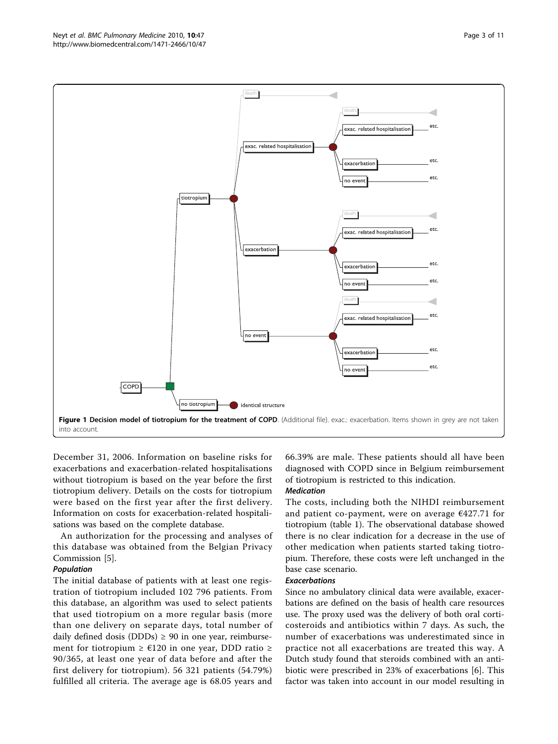**Figure 1 Decision model of tiotropium for the treatment of COPD**. (Additional file). exac.: exacerbation. Items shown in grey are not taken into account.

December 31, 2006. Information on baseline risks for exacerbations and exacerbation-related hospitalisations without tiotropium is based on the year before the first tiotropium delivery. Details on the costs for tiotropium were based on the first year after the first delivery. Information on costs for exacerbation-related hospitalisations was based on the complete database.

An authorization for the processing and analyses of this database was obtained from the Belgian Privacy Commission [5].

### *Population*

The initial database of patients with at least one registration of tiotropium included 102 796 patients. From this database, an algorithm was used to select patients that used tiotropium on a more regular basis (more than one delivery on separate days, total number of daily defined dosis (DDDs) ≥ 90 in one year, reimbursement for tiotropium ≥ €120 in one year, DDD ratio ≥ 90/365, at least one year of data before and after the first delivery for tiotropium). 56 321 patients (54.79%) fulfilled all criteria. The average age is 68.05 years and 66.39% are male. These patients should all have been diagnosed with COPD since in Belgium reimbursement of tiotropium is restricted to this indication.

### *Medication*

The costs, including both the NIHDI reimbursement and patient co-payment, were on average €427.71 for tiotropium (table 1). The observational database showed there is no clear indication for a decrease in the use of other medication when patients started taking tiotropium. Therefore, these costs were left unchanged in the base case scenario.

### *Exacerbations*

Since no ambulatory clinical data were available, exacerbations are defined on the basis of health care resources use. The proxy used was the delivery of both oral corticosteroids and antibiotics within 7 days. As such, the number of exacerbations was underestimated since in practice not all exacerbations are treated this way. A Dutch study found that steroids combined with an antibiotic were prescribed in 23% of exacerbations [6]. This factor was taken into account in our model resulting in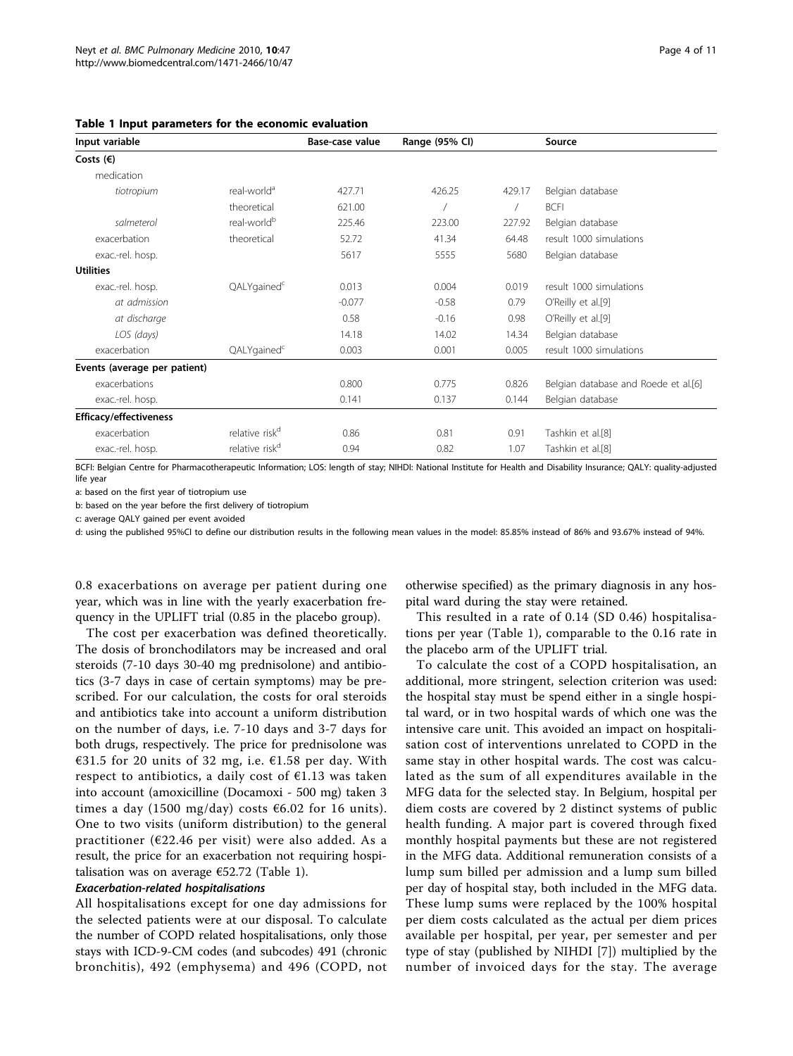**Table 1 Input parameters for the economic evaluation**

| Input variable | | Base-case value | Range (95% CI) | | Source |
|---|---|---|---|---|---|
| **Costs (€)** | | | | | |
| medication | | | | | |
| *tiotropium* | real-world[a] | 427.71 | 426.25 | 429.17 | Belgian database |
| | theoretical | 621.00 | / | / | BCFI |
| *salmeterol* | real-world[b] | 225.46 | 223.00 | 227.92 | Belgian database |
| exacerbation | theoretical | 52.72 | 41.34 | 64.48 | result 1000 simulations |
| exac.-rel. hosp. | | 5617 | 5555 | 5680 | Belgian database |
| **Utilities** | | | | | |
| exac.-rel. hosp. | QALYgained[c] | 0.013 | 0.004 | 0.019 | result 1000 simulations |
| *at admission* | | -0.077 | -0.58 | 0.79 | O'Reilly et al.[9] |
| *at discharge* | | 0.58 | -0.16 | 0.98 | O'Reilly et al.[9] |
| *LOS (days)* | | 14.18 | 14.02 | 14.34 | Belgian database |
| exacerbation | QALYgained[c] | 0.003 | 0.001 | 0.005 | result 1000 simulations |
| **Events (average per patient)** | | | | | |
| exacerbations | | 0.800 | 0.775 | 0.826 | Belgian database and Roede et al.[6] |
| exac.-rel. hosp. | | 0.141 | 0.137 | 0.144 | Belgian database |
| **Efficacy/effectiveness** | | | | | |
| exacerbation | relative risk[d] | 0.86 | 0.81 | 0.91 | Tashkin et al.[8] |
| exac.-rel. hosp. | relative risk[d] | 0.94 | 0.82 | 1.07 | Tashkin et al.[8] |

BCFI: Belgian Centre for Pharmacotherapeutic Information; LOS: length of stay; NIHDI: National Institute for Health and Disability Insurance; QALY: quality-adjusted life year

a: based on the first year of tiotropium use

b: based on the year before the first delivery of tiotropium

c: average QALY gained per event avoided

d: using the published 95%CI to define our distribution results in the following mean values in the model: 85.85% instead of 86% and 93.67% instead of 94%.

0.8 exacerbations on average per patient during one year, which was in line with the yearly exacerbation frequency in the UPLIFT trial (0.85 in the placebo group).

The cost per exacerbation was defined theoretically. The dosis of bronchodilators may be increased and oral steroids (7-10 days 30-40 mg prednisolone) and antibiotics (3-7 days in case of certain symptoms) may be prescribed. For our calculation, the costs for oral steroids and antibiotics take into account a uniform distribution on the number of days, i.e. 7-10 days and 3-7 days for both drugs, respectively. The price for prednisolone was €31.5 for 20 units of 32 mg, i.e. €1.58 per day. With respect to antibiotics, a daily cost of €1.13 was taken into account (amoxicilline (Docamoxi - 500 mg) taken 3 times a day (1500 mg/day) costs €6.02 for 16 units). One to two visits (uniform distribution) to the general practitioner (€22.46 per visit) were also added. As a result, the price for an exacerbation not requiring hospitalisation was on average €52.72 (Table 1).

#### *Exacerbation-related hospitalisations*

All hospitalisations except for one day admissions for the selected patients were at our disposal. To calculate the number of COPD related hospitalisations, only those stays with ICD-9-CM codes (and subcodes) 491 (chronic bronchitis), 492 (emphysema) and 496 (COPD, not otherwise specified) as the primary diagnosis in any hospital ward during the stay were retained.

This resulted in a rate of 0.14 (SD 0.46) hospitalisations per year (Table 1), comparable to the 0.16 rate in the placebo arm of the UPLIFT trial.

To calculate the cost of a COPD hospitalisation, an additional, more stringent, selection criterion was used: the hospital stay must be spend either in a single hospital ward, or in two hospital wards of which one was the intensive care unit. This avoided an impact on hospitalisation cost of interventions unrelated to COPD in the same stay in other hospital wards. The cost was calculated as the sum of all expenditures available in the MFG data for the selected stay. In Belgium, hospital per diem costs are covered by 2 distinct systems of public health funding. A major part is covered through fixed monthly hospital payments but these are not registered in the MFG data. Additional remuneration consists of a lump sum billed per admission and a lump sum billed per day of hospital stay, both included in the MFG data. These lump sums were replaced by the 100% hospital per diem costs calculated as the actual per diem prices available per hospital, per year, per semester and per type of stay (published by NIHDI [7]) multiplied by the number of invoiced days for the stay. The average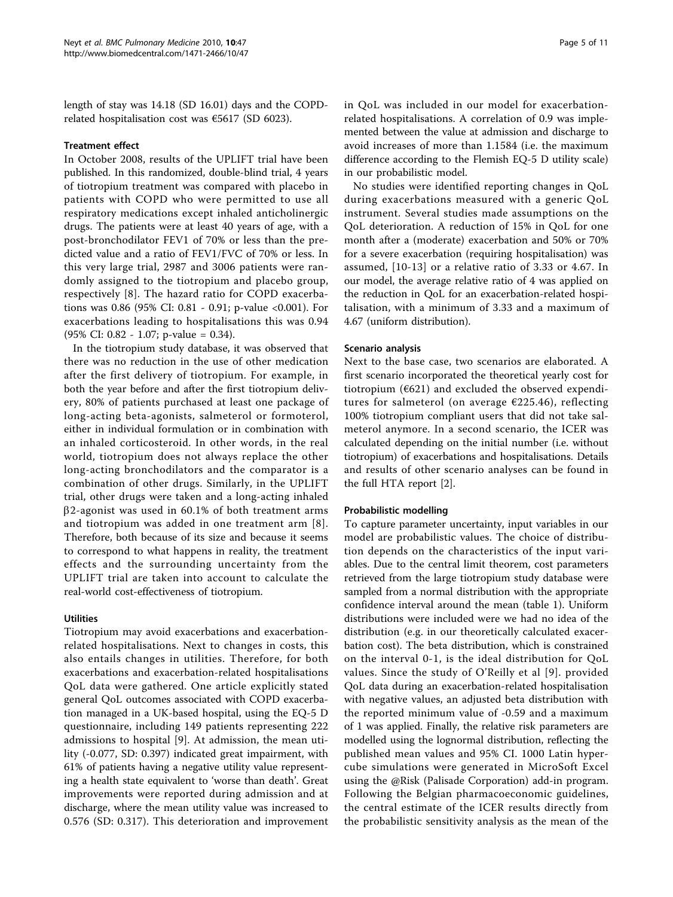length of stay was 14.18 (SD 16.01) days and the COPD-related hospitalisation cost was €5617 (SD 6023).

### Treatment effect

In October 2008, results of the UPLIFT trial have been published. In this randomized, double-blind trial, 4 years of tiotropium treatment was compared with placebo in patients with COPD who were permitted to use all respiratory medications except inhaled anticholinergic drugs. The patients were at least 40 years of age, with a post-bronchodilator FEV1 of 70% or less than the predicted value and a ratio of FEV1/FVC of 70% or less. In this very large trial, 2987 and 3006 patients were randomly assigned to the tiotropium and placebo group, respectively [8]. The hazard ratio for COPD exacerbations was 0.86 (95% CI: 0.81 - 0.91; p-value <0.001). For exacerbations leading to hospitalisations this was 0.94 (95% CI: 0.82 - 1.07; p-value = 0.34).

In the tiotropium study database, it was observed that there was no reduction in the use of other medication after the first delivery of tiotropium. For example, in both the year before and after the first tiotropium delivery, 80% of patients purchased at least one package of long-acting beta-agonists, salmeterol or formoterol, either in individual formulation or in combination with an inhaled corticosteroid. In other words, in the real world, tiotropium does not always replace the other long-acting bronchodilators and the comparator is a combination of other drugs. Similarly, in the UPLIFT trial, other drugs were taken and a long-acting inhaled $\beta$2-agonist was used in 60.1% of both treatment arms and tiotropium was added in one treatment arm [8]. Therefore, both because of its size and because it seems to correspond to what happens in reality, the treatment effects and the surrounding uncertainty from the UPLIFT trial are taken into account to calculate the real-world cost-effectiveness of tiotropium.

### Utilities

Tiotropium may avoid exacerbations and exacerbation-related hospitalisations. Next to changes in costs, this also entails changes in utilities. Therefore, for both exacerbations and exacerbation-related hospitalisations QoL data were gathered. One article explicitly stated general QoL outcomes associated with COPD exacerbation managed in a UK-based hospital, using the EQ-5 D questionnaire, including 149 patients representing 222 admissions to hospital [9]. At admission, the mean utility (-0.077, SD: 0.397) indicated great impairment, with 61% of patients having a negative utility value representing a health state equivalent to 'worse than death'. Great improvements were reported during admission and at discharge, where the mean utility value was increased to 0.576 (SD: 0.317). This deterioration and improvement in QoL was included in our model for exacerbation-related hospitalisations. A correlation of 0.9 was implemented between the value at admission and discharge to avoid increases of more than 1.1584 (i.e. the maximum difference according to the Flemish EQ-5 D utility scale) in our probabilistic model.

No studies were identified reporting changes in QoL during exacerbations measured with a generic QoL instrument. Several studies made assumptions on the QoL deterioration. A reduction of 15% in QoL for one month after a (moderate) exacerbation and 50% or 70% for a severe exacerbation (requiring hospitalisation) was assumed, [10-13] or a relative ratio of 3.33 or 4.67. In our model, the average relative ratio of 4 was applied on the reduction in QoL for an exacerbation-related hospitalisation, with a minimum of 3.33 and a maximum of 4.67 (uniform distribution).

### Scenario analysis

Next to the base case, two scenarios are elaborated. A first scenario incorporated the theoretical yearly cost for tiotropium (€621) and excluded the observed expenditures for salmeterol (on average €225.46), reflecting 100% tiotropium compliant users that did not take salmeterol anymore. In a second scenario, the ICER was calculated depending on the initial number (i.e. without tiotropium) of exacerbations and hospitalisations. Details and results of other scenario analyses can be found in the full HTA report [2].

### Probabilistic modelling

To capture parameter uncertainty, input variables in our model are probabilistic values. The choice of distribution depends on the characteristics of the input variables. Due to the central limit theorem, cost parameters retrieved from the large tiotropium study database were sampled from a normal distribution with the appropriate confidence interval around the mean (table 1). Uniform distributions were included were we had no idea of the distribution (e.g. in our theoretically calculated exacerbation cost). The beta distribution, which is constrained on the interval 0-1, is the ideal distribution for QoL values. Since the study of O'Reilly et al [9]. provided QoL data during an exacerbation-related hospitalisation with negative values, an adjusted beta distribution with the reported minimum value of -0.59 and a maximum of 1 was applied. Finally, the relative risk parameters are modelled using the lognormal distribution, reflecting the published mean values and 95% CI. 1000 Latin hypercube simulations were generated in MicroSoft Excel using the @Risk (Palisade Corporation) add-in program. Following the Belgian pharmacoeconomic guidelines, the central estimate of the ICER results directly from the probabilistic sensitivity analysis as the mean of the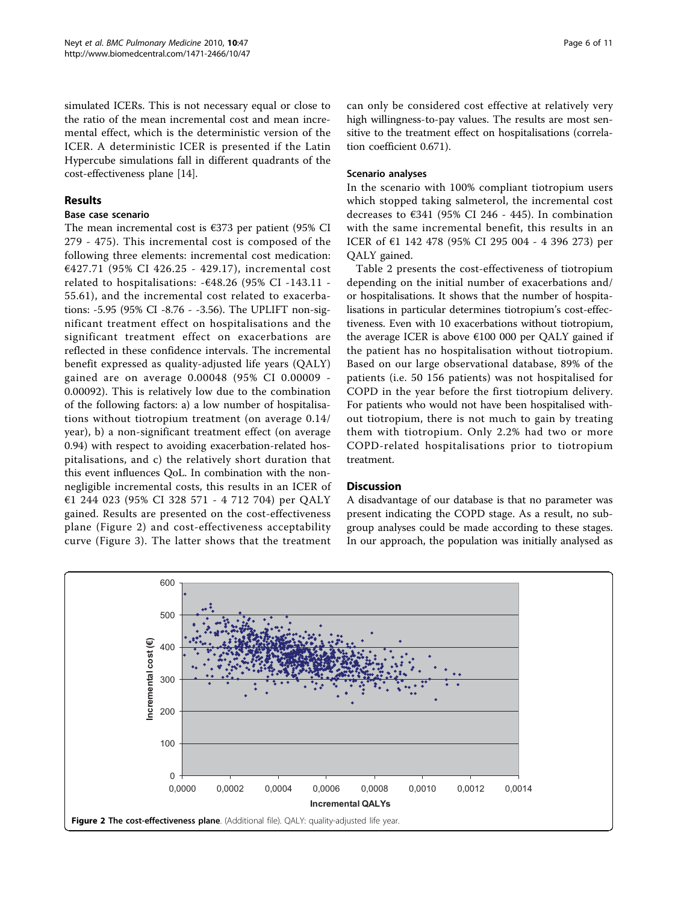simulated ICERs. This is not necessary equal or close to the ratio of the mean incremental cost and mean incremental effect, which is the deterministic version of the ICER. A deterministic ICER is presented if the Latin Hypercube simulations fall in different quadrants of the cost-effectiveness plane [14].

## Results

### Base case scenario

The mean incremental cost is €373 per patient (95% CI 279 - 475). This incremental cost is composed of the following three elements: incremental cost medication: €427.71 (95% CI 426.25 - 429.17), incremental cost related to hospitalisations: -€48.26 (95% CI -143.11 - 55.61), and the incremental cost related to exacerbations: -5.95 (95% CI -8.76 - -3.56). The UPLIFT non-significant treatment effect on hospitalisations and the significant treatment effect on exacerbations are reflected in these confidence intervals. The incremental benefit expressed as quality-adjusted life years (QALY) gained are on average 0.00048 (95% CI 0.00009 - 0.00092). This is relatively low due to the combination of the following factors: a) a low number of hospitalisations without tiotropium treatment (on average 0.14/year), b) a non-significant treatment effect (on average 0.94) with respect to avoiding exacerbation-related hospitalisations, and c) the relatively short duration that this event influences QoL. In combination with the non-negligible incremental costs, this results in an ICER of €1 244 023 (95% CI 328 571 - 4 712 704) per QALY gained. Results are presented on the cost-effectiveness plane (Figure 2) and cost-effectiveness acceptability curve (Figure 3). The latter shows that the treatment can only be considered cost effective at relatively very high willingness-to-pay values. The results are most sensitive to the treatment effect on hospitalisations (correlation coefficient 0.671).

### Scenario analyses

In the scenario with 100% compliant tiotropium users which stopped taking salmeterol, the incremental cost decreases to €341 (95% CI 246 - 445). In combination with the same incremental benefit, this results in an ICER of €1 142 478 (95% CI 295 004 - 4 396 273) per QALY gained.

Table 2 presents the cost-effectiveness of tiotropium depending on the initial number of exacerbations and/or hospitalisations. It shows that the number of hospitalisations in particular determines tiotropium's cost-effectiveness. Even with 10 exacerbations without tiotropium, the average ICER is above €100 000 per QALY gained if the patient has no hospitalisation without tiotropium. Based on our large observational database, 89% of the patients (i.e. 50 156 patients) was not hospitalised for COPD in the year before the first tiotropium delivery. For patients who would not have been hospitalised without tiotropium, there is not much to gain by treating them with tiotropium. Only 2.2% had two or more COPD-related hospitalisations prior to tiotropium treatment.

## Discussion

A disadvantage of our database is that no parameter was present indicating the COPD stage. As a result, no subgroup analyses could be made according to these stages. In our approach, the population was initially analysed as

**Figure 2 The cost-effectiveness plane**. (Additional file). QALY: quality-adjusted life year.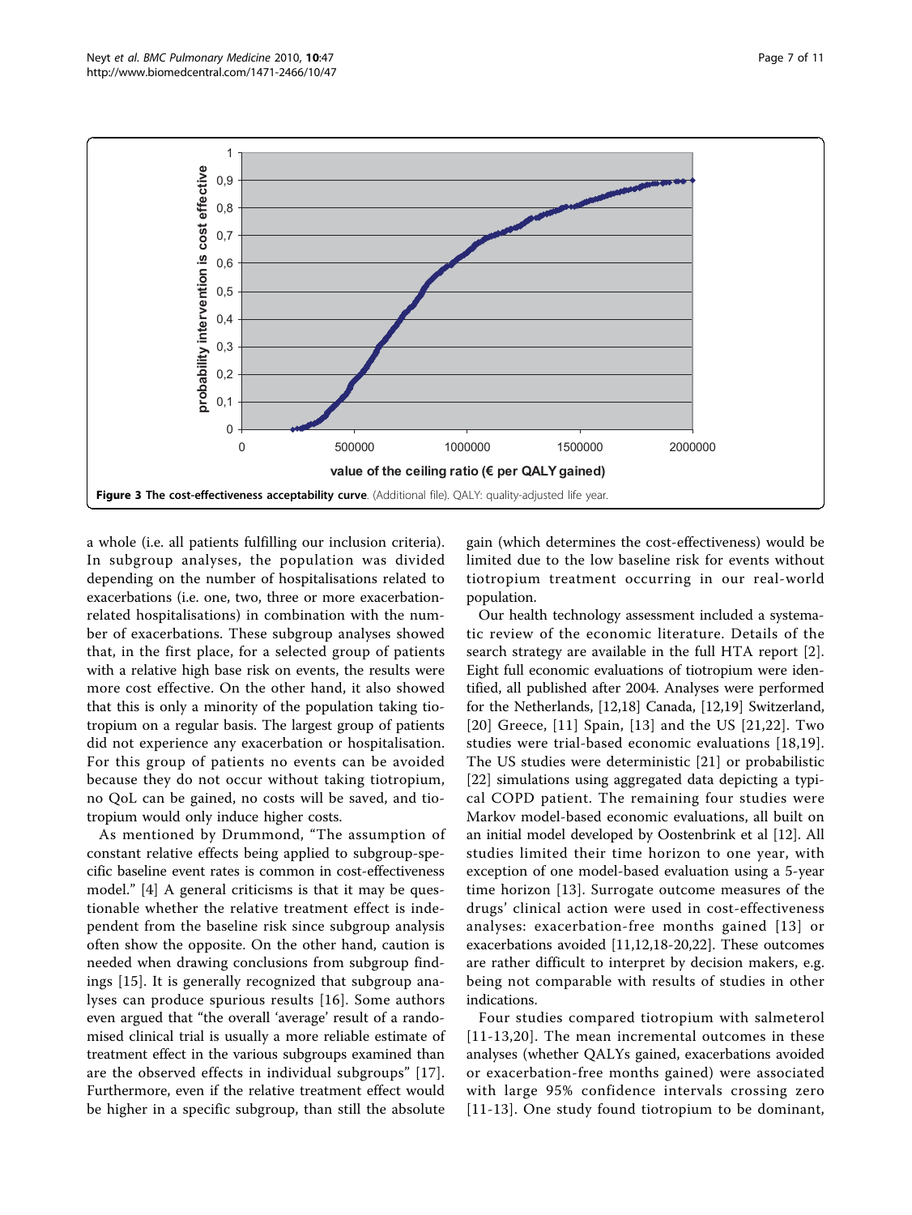**Figure 3 The cost-effectiveness acceptability curve**. (Additional file). QALY: quality-adjusted life year.

a whole (i.e. all patients fulfilling our inclusion criteria). In subgroup analyses, the population was divided depending on the number of hospitalisations related to exacerbations (i.e. one, two, three or more exacerbation-related hospitalisations) in combination with the number of exacerbations. These subgroup analyses showed that, in the first place, for a selected group of patients with a relative high base risk on events, the results were more cost effective. On the other hand, it also showed that this is only a minority of the population taking tiotropium on a regular basis. The largest group of patients did not experience any exacerbation or hospitalisation. For this group of patients no events can be avoided because they do not occur without taking tiotropium, no QoL can be gained, no costs will be saved, and tiotropium would only induce higher costs.

As mentioned by Drummond, "The assumption of constant relative effects being applied to subgroup-specific baseline event rates is common in cost-effectiveness model." [4] A general criticisms is that it may be questionable whether the relative treatment effect is independent from the baseline risk since subgroup analysis often show the opposite. On the other hand, caution is needed when drawing conclusions from subgroup findings [15]. It is generally recognized that subgroup analyses can produce spurious results [16]. Some authors even argued that "the overall 'average' result of a randomised clinical trial is usually a more reliable estimate of treatment effect in the various subgroups examined than are the observed effects in individual subgroups" [17]. Furthermore, even if the relative treatment effect would be higher in a specific subgroup, than still the absolute gain (which determines the cost-effectiveness) would be limited due to the low baseline risk for events without tiotropium treatment occurring in our real-world population.

Our health technology assessment included a systematic review of the economic literature. Details of the search strategy are available in the full HTA report [2]. Eight full economic evaluations of tiotropium were identified, all published after 2004. Analyses were performed for the Netherlands, [12,18] Canada, [12,19] Switzerland, [20] Greece, [11] Spain, [13] and the US [21,22]. Two studies were trial-based economic evaluations [18,19]. The US studies were deterministic [21] or probabilistic [22] simulations using aggregated data depicting a typical COPD patient. The remaining four studies were Markov model-based economic evaluations, all built on an initial model developed by Oostenbrink et al [12]. All studies limited their time horizon to one year, with exception of one model-based evaluation using a 5-year time horizon [13]. Surrogate outcome measures of the drugs' clinical action were used in cost-effectiveness analyses: exacerbation-free months gained [13] or exacerbations avoided [11,12,18-20,22]. These outcomes are rather difficult to interpret by decision makers, e.g. being not comparable with results of studies in other indications.

Four studies compared tiotropium with salmeterol [11-13,20]. The mean incremental outcomes in these analyses (whether QALYs gained, exacerbations avoided or exacerbation-free months gained) were associated with large 95% confidence intervals crossing zero [11-13]. One study found tiotropium to be dominant,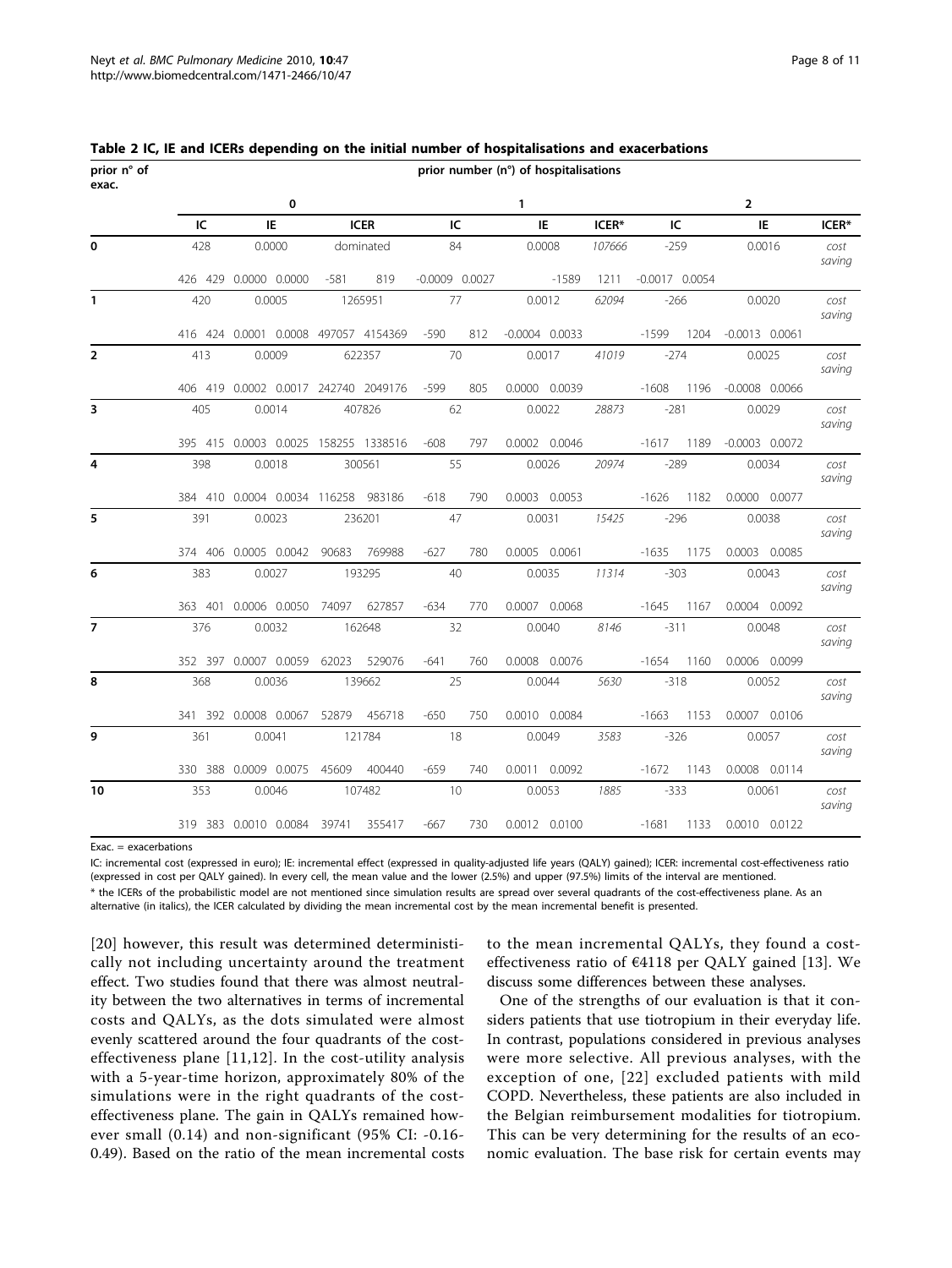**Table 2 IC, IE and ICERs depending on the initial number of hospitalisations and exacerbations**

| prior n° of exac. | prior number (n°) of hospitalisations | | | | | | | | |
|---|---|---|---|---|---|---|---|---|---|
| | 0 | | | 1 | | | 2 | | |
| | IC | IE | ICER | IC | IE | ICER* | IC | IE | ICER* |
| **0** | 428 | 0.0000 | dominated | 84 | 0.0008 | *107666* | -259 | 0.0016 | *cost saving* |
| | 426 429 | 0.0000 0.0000 | -581 819 | -0.0009 0.0027 | -1589 | 1211 | -0.0017 0.0054 | | |
| **1** | 420 | 0.0005 | 1265951 | 77 | 0.0012 | *62094* | -266 | 0.0020 | *cost saving* |
| | 416 424 | 0.0001 0.0008 | 497057 4154369 | -590 812 | -0.0004 0.0033 | | -1599 1204 | -0.0013 0.0061 | |
| **2** | 413 | 0.0009 | 622357 | 70 | 0.0017 | *41019* | -274 | 0.0025 | *cost saving* |
| | 406 419 | 0.0002 0.0017 | 242740 2049176 | -599 805 | 0.0000 0.0039 | | -1608 1196 | -0.0008 0.0066 | |
| **3** | 405 | 0.0014 | 407826 | 62 | 0.0022 | *28873* | -281 | 0.0029 | *cost saving* |
| | 395 415 | 0.0003 0.0025 | 158255 1338516 | -608 797 | 0.0002 0.0046 | | -1617 1189 | -0.0003 0.0072 | |
| **4** | 398 | 0.0018 | 300561 | 55 | 0.0026 | *20974* | -289 | 0.0034 | *cost saving* |
| | 384 410 | 0.0004 0.0034 | 116258 983186 | -618 790 | 0.0003 0.0053 | | -1626 1182 | 0.0000 0.0077 | |
| **5** | 391 | 0.0023 | 236201 | 47 | 0.0031 | *15425* | -296 | 0.0038 | *cost saving* |
| | 374 406 | 0.0005 0.0042 | 90683 769988 | -627 780 | 0.0005 0.0061 | | -1635 1175 | 0.0003 0.0085 | |
| **6** | 383 | 0.0027 | 193295 | 40 | 0.0035 | *11314* | -303 | 0.0043 | *cost saving* |
| | 363 401 | 0.0006 0.0050 | 74097 627857 | -634 770 | 0.0007 0.0068 | | -1645 1167 | 0.0004 0.0092 | |
| **7** | 376 | 0.0032 | 162648 | 32 | 0.0040 | *8146* | -311 | 0.0048 | *cost saving* |
| | 352 397 | 0.0007 0.0059 | 62023 529076 | -641 760 | 0.0008 0.0076 | | -1654 1160 | 0.0006 0.0099 | |
| **8** | 368 | 0.0036 | 139662 | 25 | 0.0044 | *5630* | -318 | 0.0052 | *cost saving* |
| | 341 392 | 0.0008 0.0067 | 52879 456718 | -650 750 | 0.0010 0.0084 | | -1663 1153 | 0.0007 0.0106 | |
| **9** | 361 | 0.0041 | 121784 | 18 | 0.0049 | *3583* | -326 | 0.0057 | *cost saving* |
| | 330 388 | 0.0009 0.0075 | 45609 400440 | -659 740 | 0.0011 0.0092 | | -1672 1143 | 0.0008 0.0114 | |
| **10** | 353 | 0.0046 | 107482 | 10 | 0.0053 | *1885* | -333 | 0.0061 | *cost saving* |
| | 319 383 | 0.0010 0.0084 | 39741 355417 | -667 730 | 0.0012 0.0100 | | -1681 1133 | 0.0010 0.0122 | |

Exac. = exacerbations

IC: incremental cost (expressed in euro); IE: incremental effect (expressed in quality-adjusted life years (QALY) gained); ICER: incremental cost-effectiveness ratio (expressed in cost per QALY gained). In every cell, the mean value and the lower (2.5%) and upper (97.5%) limits of the interval are mentioned.

* the ICERs of the probabilistic model are not mentioned since simulation results are spread over several quadrants of the cost-effectiveness plane. As an alternative (in italics), the ICER calculated by dividing the mean incremental cost by the mean incremental benefit is presented.

[20] however, this result was determined deterministically not including uncertainty around the treatment effect. Two studies found that there was almost neutrality between the two alternatives in terms of incremental costs and QALYs, as the dots simulated were almost evenly scattered around the four quadrants of the cost-effectiveness plane [11,12]. In the cost-utility analysis with a 5-year-time horizon, approximately 80% of the simulations were in the right quadrants of the cost-effectiveness plane. The gain in QALYs remained however small (0.14) and non-significant (95% CI: -0.16-0.49). Based on the ratio of the mean incremental costs to the mean incremental QALYs, they found a cost-effectiveness ratio of €4118 per QALY gained [13]. We discuss some differences between these analyses.

One of the strengths of our evaluation is that it considers patients that use tiotropium in their everyday life. In contrast, populations considered in previous analyses were more selective. All previous analyses, with the exception of one, [22] excluded patients with mild COPD. Nevertheless, these patients are also included in the Belgian reimbursement modalities for tiotropium. This can be very determining for the results of an economic evaluation. The base risk for certain events may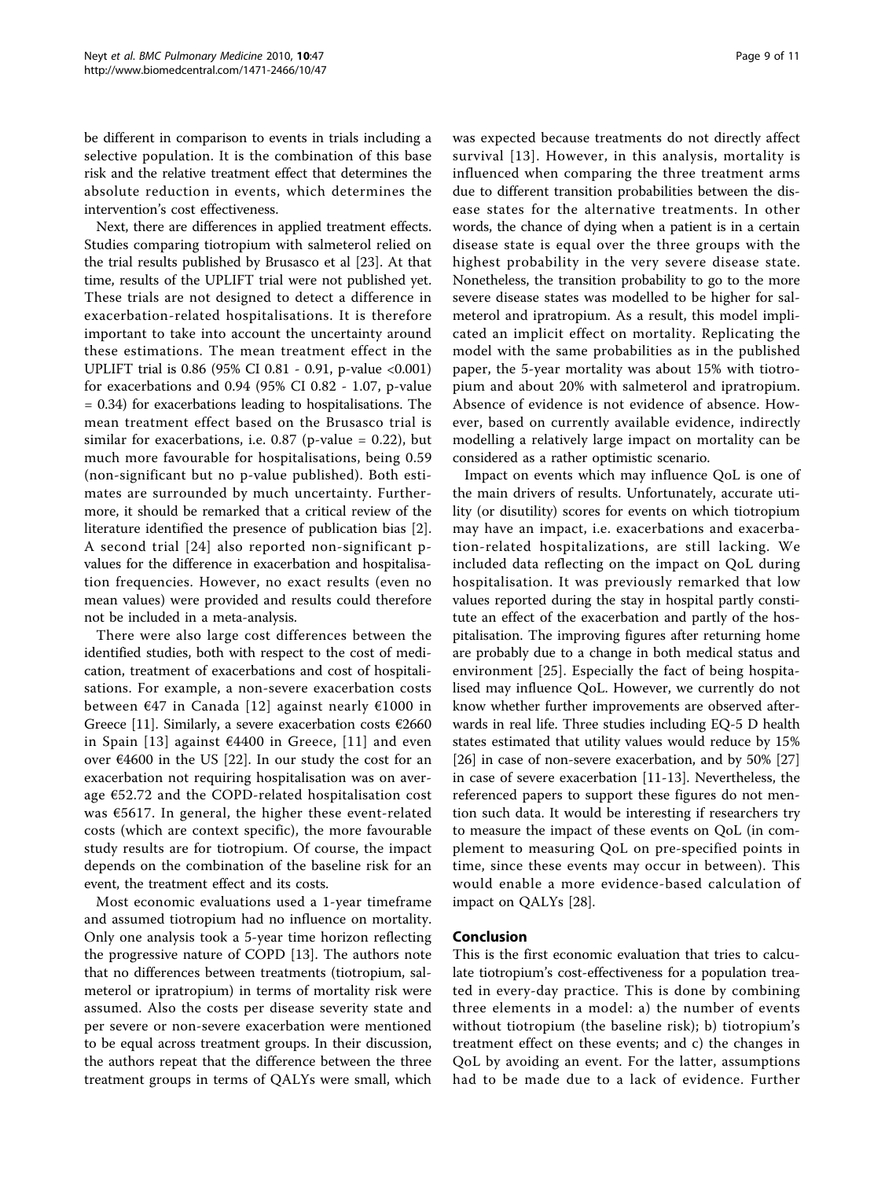be different in comparison to events in trials including a selective population. It is the combination of this base risk and the relative treatment effect that determines the absolute reduction in events, which determines the intervention's cost effectiveness.

Next, there are differences in applied treatment effects. Studies comparing tiotropium with salmeterol relied on the trial results published by Brusasco et al [23]. At that time, results of the UPLIFT trial were not published yet. These trials are not designed to detect a difference in exacerbation-related hospitalisations. It is therefore important to take into account the uncertainty around these estimations. The mean treatment effect in the UPLIFT trial is 0.86 (95% CI 0.81 - 0.91, p-value <0.001) for exacerbations and 0.94 (95% CI 0.82 - 1.07, p-value = 0.34) for exacerbations leading to hospitalisations. The mean treatment effect based on the Brusasco trial is similar for exacerbations, i.e. 0.87 (p-value = 0.22), but much more favourable for hospitalisations, being 0.59 (non-significant but no p-value published). Both estimates are surrounded by much uncertainty. Furthermore, it should be remarked that a critical review of the literature identified the presence of publication bias [2]. A second trial [24] also reported non-significant p-values for the difference in exacerbation and hospitalisation frequencies. However, no exact results (even no mean values) were provided and results could therefore not be included in a meta-analysis.

There were also large cost differences between the identified studies, both with respect to the cost of medication, treatment of exacerbations and cost of hospitalisations. For example, a non-severe exacerbation costs between €47 in Canada [12] against nearly €1000 in Greece [11]. Similarly, a severe exacerbation costs €2660 in Spain [13] against €4400 in Greece, [11] and even over €4600 in the US [22]. In our study the cost for an exacerbation not requiring hospitalisation was on average €52.72 and the COPD-related hospitalisation cost was €5617. In general, the higher these event-related costs (which are context specific), the more favourable study results are for tiotropium. Of course, the impact depends on the combination of the baseline risk for an event, the treatment effect and its costs.

Most economic evaluations used a 1-year timeframe and assumed tiotropium had no influence on mortality. Only one analysis took a 5-year time horizon reflecting the progressive nature of COPD [13]. The authors note that no differences between treatments (tiotropium, salmeterol or ipratropium) in terms of mortality risk were assumed. Also the costs per disease severity state and per severe or non-severe exacerbation were mentioned to be equal across treatment groups. In their discussion, the authors repeat that the difference between the three treatment groups in terms of QALYs were small, which was expected because treatments do not directly affect survival [13]. However, in this analysis, mortality is influenced when comparing the three treatment arms due to different transition probabilities between the disease states for the alternative treatments. In other words, the chance of dying when a patient is in a certain disease state is equal over the three groups with the highest probability in the very severe disease state. Nonetheless, the transition probability to go to the more severe disease states was modelled to be higher for salmeterol and ipratropium. As a result, this model implicated an implicit effect on mortality. Replicating the model with the same probabilities as in the published paper, the 5-year mortality was about 15% with tiotropium and about 20% with salmeterol and ipratropium. Absence of evidence is not evidence of absence. However, based on currently available evidence, indirectly modelling a relatively large impact on mortality can be considered as a rather optimistic scenario.

Impact on events which may influence QoL is one of the main drivers of results. Unfortunately, accurate utility (or disutility) scores for events on which tiotropium may have an impact, i.e. exacerbations and exacerbation-related hospitalizations, are still lacking. We included data reflecting on the impact on QoL during hospitalisation. It was previously remarked that low values reported during the stay in hospital partly constitute an effect of the exacerbation and partly of the hospitalisation. The improving figures after returning home are probably due to a change in both medical status and environment [25]. Especially the fact of being hospitalised may influence QoL. However, we currently do not know whether further improvements are observed afterwards in real life. Three studies including EQ-5 D health states estimated that utility values would reduce by 15% [26] in case of non-severe exacerbation, and by 50% [27] in case of severe exacerbation [11-13]. Nevertheless, the referenced papers to support these figures do not mention such data. It would be interesting if researchers try to measure the impact of these events on QoL (in complement to measuring QoL on pre-specified points in time, since these events may occur in between). This would enable a more evidence-based calculation of impact on QALYs [28].

## Conclusion

This is the first economic evaluation that tries to calculate tiotropium's cost-effectiveness for a population treated in every-day practice. This is done by combining three elements in a model: a) the number of events without tiotropium (the baseline risk); b) tiotropium's treatment effect on these events; and c) the changes in QoL by avoiding an event. For the latter, assumptions had to be made due to a lack of evidence. Further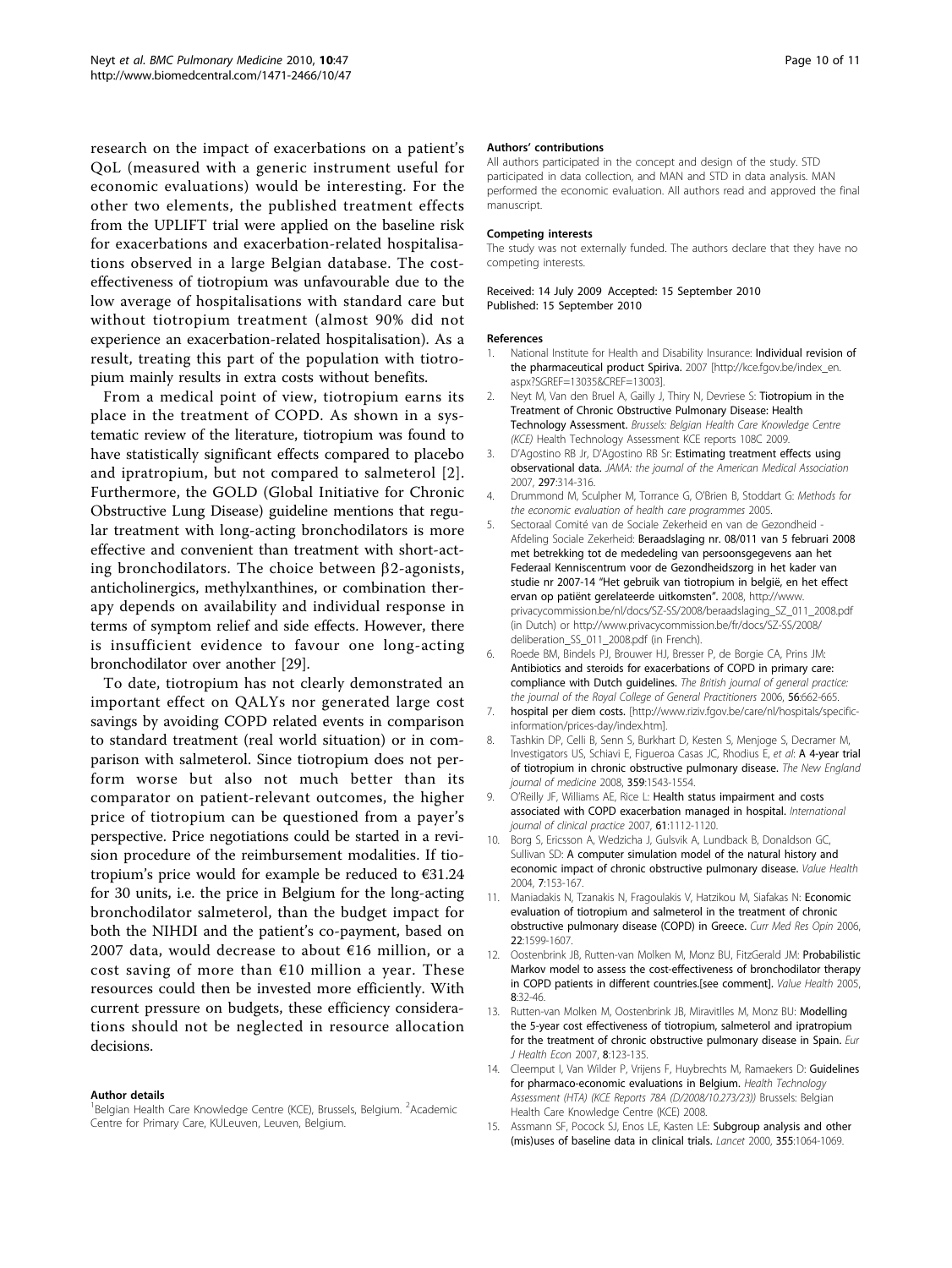research on the impact of exacerbations on a patient's QoL (measured with a generic instrument useful for economic evaluations) would be interesting. For the other two elements, the published treatment effects from the UPLIFT trial were applied on the baseline risk for exacerbations and exacerbation-related hospitalisations observed in a large Belgian database. The cost-effectiveness of tiotropium was unfavourable due to the low average of hospitalisations with standard care but without tiotropium treatment (almost 90% did not experience an exacerbation-related hospitalisation). As a result, treating this part of the population with tiotropium mainly results in extra costs without benefits.

From a medical point of view, tiotropium earns its place in the treatment of COPD. As shown in a systematic review of the literature, tiotropium was found to have statistically significant effects compared to placebo and ipratropium, but not compared to salmeterol [2]. Furthermore, the GOLD (Global Initiative for Chronic Obstructive Lung Disease) guideline mentions that regular treatment with long-acting bronchodilators is more effective and convenient than treatment with short-acting bronchodilators. The choice between β2-agonists, anticholinergics, methylxanthines, or combination therapy depends on availability and individual response in terms of symptom relief and side effects. However, there is insufficient evidence to favour one long-acting bronchodilator over another [29].

To date, tiotropium has not clearly demonstrated an important effect on QALYs nor generated large cost savings by avoiding COPD related events in comparison to standard treatment (real world situation) or in comparison with salmeterol. Since tiotropium does not perform worse but also not much better than its comparator on patient-relevant outcomes, the higher price of tiotropium can be questioned from a payer's perspective. Price negotiations could be started in a revision procedure of the reimbursement modalities. If tiotropium's price would for example be reduced to €31.24 for 30 units, i.e. the price in Belgium for the long-acting bronchodilator salmeterol, than the budget impact for both the NIHDI and the patient's co-payment, based on 2007 data, would decrease to about €16 million, or a cost saving of more than €10 million a year. These resources could then be invested more efficiently. With current pressure on budgets, these efficiency considerations should not be neglected in resource allocation decisions.

#### Author details

[1]Belgian Health Care Knowledge Centre (KCE), Brussels, Belgium. [2]Academic Centre for Primary Care, KULeuven, Leuven, Belgium.

#### Authors' contributions

All authors participated in the concept and design of the study. STD participated in data collection, and MAN and STD in data analysis. MAN performed the economic evaluation. All authors read and approved the final manuscript.

#### Competing interests

The study was not externally funded. The authors declare that they have no competing interests.

Received: 14 July 2009 Accepted: 15 September 2010
Published: 15 September 2010

#### References

1. National Institute for Health and Disability Insurance: **Individual revision of the pharmaceutical product Spiriva.** 2007 [http://kce.fgov.be/index_en.aspx?SGREF=13035&CREF=13003].
2. Neyt M, Van den Bruel A, Gailly J, Thiry N, Devriese S: **Tiotropium in the Treatment of Chronic Obstructive Pulmonary Disease: Health Technology Assessment.** *Brussels: Belgian Health Care Knowledge Centre (KCE)* Health Technology Assessment KCE reports 108C 2009.
3. D'Agostino RB Jr, D'Agostino RB Sr: **Estimating treatment effects using observational data.** *JAMA: the journal of the American Medical Association* 2007, **297**:314-316.
4. Drummond M, Sculpher M, Torrance G, O'Brien B, Stoddart G: *Methods for the economic evaluation of health care programmes* 2005.
5. Sectoraal Comité van de Sociale Zekerheid en van de Gezondheid - Afdeling Sociale Zekerheid: **Beraadslaging nr. 08/011 van 5 februari 2008 met betrekking tot de mededeling van persoonsgegevens aan het Federaal Kenniscentrum voor de Gezondheidszorg in het kader van studie nr 2007-14 "Het gebruik van tiotropium in belgië, en het effect ervan op patiënt gerelateerde uitkomsten".** 2008, http://www.privacycommission.be/nl/docs/SZ-SS/2008/beraadslaging_SZ_011_2008.pdf (in Dutch) or http://www.privacycommission.be/fr/docs/SZ-SS/2008/deliberation_SS_011_2008.pdf (in French).
6. Roede BM, Bindels PJ, Brouwer HJ, Bresser P, de Borgie CA, Prins JM: **Antibiotics and steroids for exacerbations of COPD in primary care: compliance with Dutch guidelines.** *The British journal of general practice: the journal of the Royal College of General Practitioners* 2006, **56**:662-665.
7. **hospital per diem costs.** [http://www.riziv.fgov.be/care/nl/hospitals/specific-information/prices-day/index.htm].
8. Tashkin DP, Celli B, Senn S, Burkhart D, Kesten S, Menjoge S, Decramer M, Investigators US, Schiavi E, Figueroa Casas JC, Rhodius E, *et al*: **A 4-year trial of tiotropium in chronic obstructive pulmonary disease.** *The New England journal of medicine* 2008, **359**:1543-1554.
9. O'Reilly JF, Williams AE, Rice L: **Health status impairment and costs associated with COPD exacerbation managed in hospital.** *International journal of clinical practice* 2007, **61**:1112-1120.
10. Borg S, Ericsson A, Wedzicha J, Gulsvik A, Lundback B, Donaldson GC, Sullivan SD: **A computer simulation model of the natural history and economic impact of chronic obstructive pulmonary disease.** *Value Health* 2004, **7**:153-167.
11. Maniadakis N, Tzanakis N, Fragoulakis V, Hatzikou M, Siafakas N: **Economic evaluation of tiotropium and salmeterol in the treatment of chronic obstructive pulmonary disease (COPD) in Greece.** *Curr Med Res Opin* 2006, **22**:1599-1607.
12. Oostenbrink JB, Rutten-van Molken M, Monz BU, FitzGerald JM: **Probabilistic Markov model to assess the cost-effectiveness of bronchodilator therapy in COPD patients in different countries.[see comment].** *Value Health* 2005, **8**:32-46.
13. Rutten-van Molken M, Oostenbrink JB, Miravitlles M, Monz BU: **Modelling the 5-year cost effectiveness of tiotropium, salmeterol and ipratropium for the treatment of chronic obstructive pulmonary disease in Spain.** *Eur J Health Econ* 2007, **8**:123-135.
14. Cleemput I, Van Wilder P, Vrijens F, Huybrechts M, Ramaekers D: **Guidelines for pharmaco-economic evaluations in Belgium.** *Health Technology Assessment (HTA) (KCE Reports 78A (D/2008/10.273/23))* Brussels: Belgian Health Care Knowledge Centre (KCE) 2008.
15. Assmann SF, Pocock SJ, Enos LE, Kasten LE: **Subgroup analysis and other (mis)uses of baseline data in clinical trials.** *Lancet* 2000, **355**:1064-1069.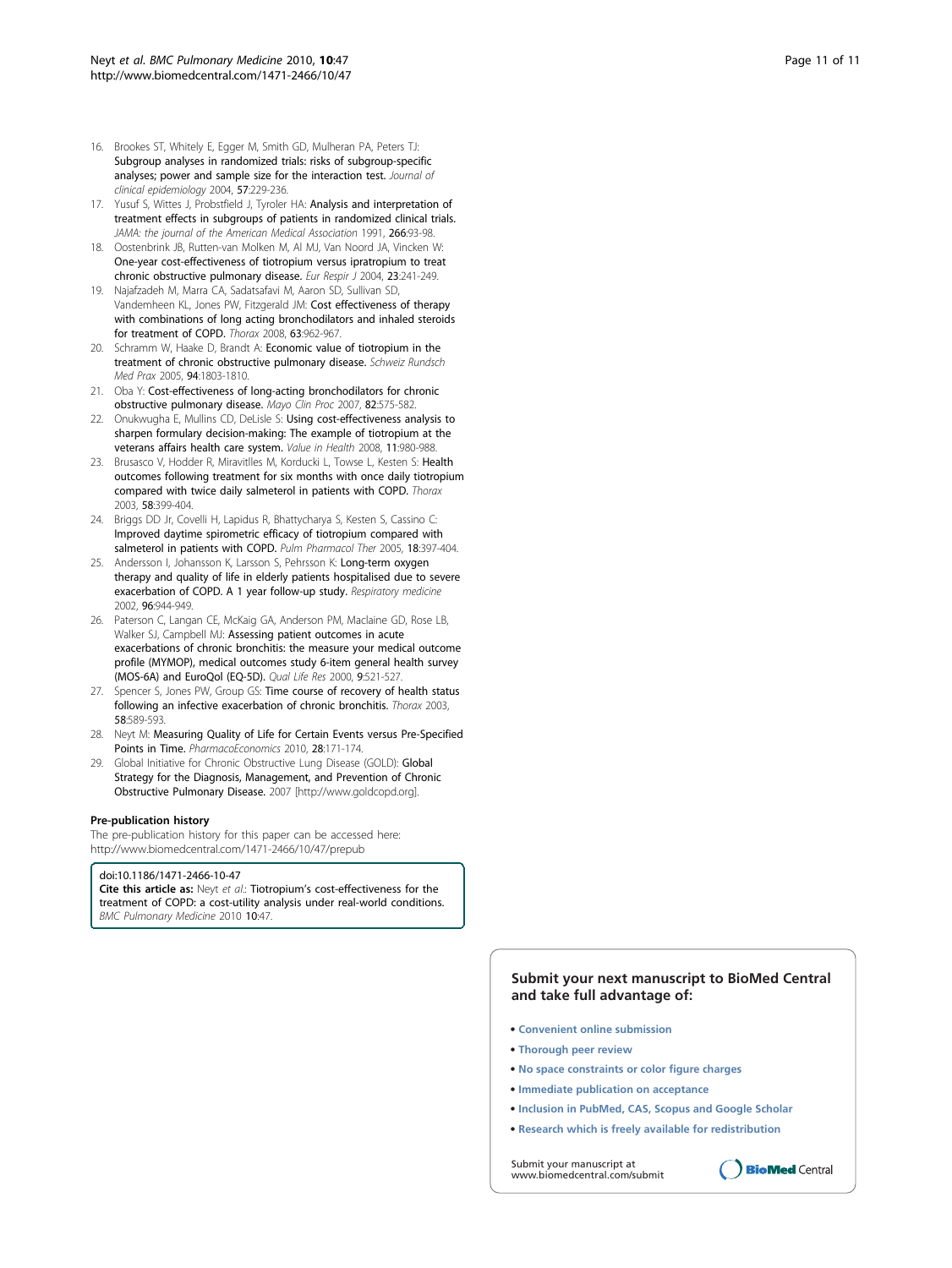16. Brookes ST, Whitely E, Egger M, Smith GD, Mulheran PA, Peters TJ: **Subgroup analyses in randomized trials: risks of subgroup-specific analyses; power and sample size for the interaction test.** *Journal of clinical epidemiology* 2004, **57**:229-236.
17. Yusuf S, Wittes J, Probstfield J, Tyroler HA: **Analysis and interpretation of treatment effects in subgroups of patients in randomized clinical trials.** *JAMA: the journal of the American Medical Association* 1991, **266**:93-98.
18. Oostenbrink JB, Rutten-van Molken M, Al MJ, Van Noord JA, Vincken W: **One-year cost-effectiveness of tiotropium versus ipratropium to treat chronic obstructive pulmonary disease.** *Eur Respir J* 2004, **23**:241-249.
19. Najafzadeh M, Marra CA, Sadatsafavi M, Aaron SD, Sullivan SD, Vandemheen KL, Jones PW, Fitzgerald JM: **Cost effectiveness of therapy with combinations of long acting bronchodilators and inhaled steroids for treatment of COPD.** *Thorax* 2008, **63**:962-967.
20. Schramm W, Haake D, Brandt A: **Economic value of tiotropium in the treatment of chronic obstructive pulmonary disease.** *Schweiz Rundsch Med Prax* 2005, **94**:1803-1810.
21. Oba Y: **Cost-effectiveness of long-acting bronchodilators for chronic obstructive pulmonary disease.** *Mayo Clin Proc* 2007, **82**:575-582.
22. Onukwugha E, Mullins CD, DeLisle S: **Using cost-effectiveness analysis to sharpen formulary decision-making: The example of tiotropium at the veterans affairs health care system.** *Value in Health* 2008, **11**:980-988.
23. Brusasco V, Hodder R, Miravitlles M, Korducki L, Towse L, Kesten S: **Health outcomes following treatment for six months with once daily tiotropium compared with twice daily salmeterol in patients with COPD.** *Thorax* 2003, **58**:399-404.
24. Briggs DD Jr, Covelli H, Lapidus R, Bhattycharya S, Kesten S, Cassino C: **Improved daytime spirometric efficacy of tiotropium compared with salmeterol in patients with COPD.** *Pulm Pharmacol Ther* 2005, **18**:397-404.
25. Andersson I, Johansson K, Larsson S, Pehrsson K: **Long-term oxygen therapy and quality of life in elderly patients hospitalised due to severe exacerbation of COPD. A 1 year follow-up study.** *Respiratory medicine* 2002, **96**:944-949.
26. Paterson C, Langan CE, McKaig GA, Anderson PM, Maclaine GD, Rose LB, Walker SJ, Campbell MJ: **Assessing patient outcomes in acute exacerbations of chronic bronchitis: the measure your medical outcome profile (MYMOP), medical outcomes study 6-item general health survey (MOS-6A) and EuroQol (EQ-5D).** *Qual Life Res* 2000, **9**:521-527.
27. Spencer S, Jones PW, Group GS: **Time course of recovery of health status following an infective exacerbation of chronic bronchitis.** *Thorax* 2003, **58**:589-593.
28. Neyt M: **Measuring Quality of Life for Certain Events versus Pre-Specified Points in Time.** *PharmacoEconomics* 2010, **28**:171-174.
29. Global Initiative for Chronic Obstructive Lung Disease (GOLD): **Global Strategy for the Diagnosis, Management, and Prevention of Chronic Obstructive Pulmonary Disease.** 2007 [http://www.goldcopd.org].

### Pre-publication history

The pre-publication history for this paper can be accessed here:
http://www.biomedcentral.com/1471-2466/10/47/prepub

doi:10.1186/1471-2466-10-47
**Cite this article as:** Neyt *et al.*: Tiotropium's cost-effectiveness for the treatment of COPD: a cost-utility analysis under real-world conditions. *BMC Pulmonary Medicine* 2010 **10**:47.

**Submit your next manuscript to BioMed Central and take full advantage of:**

- **Convenient online submission**
- **Thorough peer review**
- **No space constraints or color figure charges**
- **Immediate publication on acceptance**
- **Inclusion in PubMed, CAS, Scopus and Google Scholar**
- **Research which is freely available for redistribution**

Submit your manuscript at
www.biomedcentral.com/submit

BioMed Central